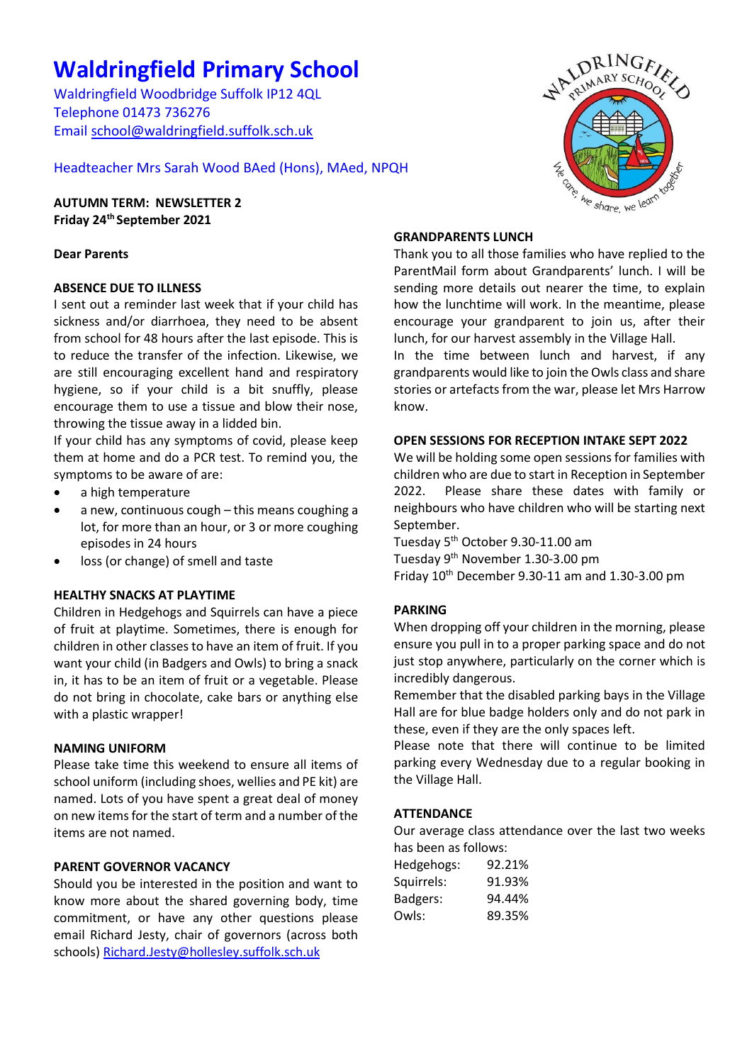# Waldringfield Primary School

Waldringfield Woodbridge Suffolk IP12 4QL
Telephone 01473 736276
Email school@waldringfield.suffolk.sch.uk

Headteacher Mrs Sarah Wood BAed (Hons), MAed, NPQH

**AUTUMN TERM: NEWSLETTER 2**
**Friday 24th September 2021**

**Dear Parents**

**ABSENCE DUE TO ILLNESS**

I sent out a reminder last week that if your child has sickness and/or diarrhoea, they need to be absent from school for 48 hours after the last episode. This is to reduce the transfer of the infection. Likewise, we are still encouraging excellent hand and respiratory hygiene, so if your child is a bit snuffly, please encourage them to use a tissue and blow their nose, throwing the tissue away in a lidded bin.

If your child has any symptoms of covid, please keep them at home and do a PCR test. To remind you, the symptoms to be aware of are:

- a high temperature
- a new, continuous cough – this means coughing a lot, for more than an hour, or 3 or more coughing episodes in 24 hours
- loss (or change) of smell and taste

**HEALTHY SNACKS AT PLAYTIME**

Children in Hedgehogs and Squirrels can have a piece of fruit at playtime. Sometimes, there is enough for children in other classes to have an item of fruit. If you want your child (in Badgers and Owls) to bring a snack in, it has to be an item of fruit or a vegetable. Please do not bring in chocolate, cake bars or anything else with a plastic wrapper!

**NAMING UNIFORM**

Please take time this weekend to ensure all items of school uniform (including shoes, wellies and PE kit) are named. Lots of you have spent a great deal of money on new items for the start of term and a number of the items are not named.

**PARENT GOVERNOR VACANCY**

Should you be interested in the position and want to know more about the shared governing body, time commitment, or have any other questions please email Richard Jesty, chair of governors (across both schools) Richard.Jesty@hollesley.suffolk.sch.uk

**GRANDPARENTS LUNCH**

Thank you to all those families who have replied to the ParentMail form about Grandparents' lunch. I will be sending more details out nearer the time, to explain how the lunchtime will work. In the meantime, please encourage your grandparent to join us, after their lunch, for our harvest assembly in the Village Hall.

In the time between lunch and harvest, if any grandparents would like to join the Owls class and share stories or artefacts from the war, please let Mrs Harrow know.

**OPEN SESSIONS FOR RECEPTION INTAKE SEPT 2022**

We will be holding some open sessions for families with children who are due to start in Reception in September 2022. Please share these dates with family or neighbours who have children who will be starting next September.

Tuesday 5th October 9.30-11.00 am
Tuesday 9th November 1.30-3.00 pm
Friday 10th December 9.30-11 am and 1.30-3.00 pm

**PARKING**

When dropping off your children in the morning, please ensure you pull in to a proper parking space and do not just stop anywhere, particularly on the corner which is incredibly dangerous.

Remember that the disabled parking bays in the Village Hall are for blue badge holders only and do not park in these, even if they are the only spaces left.

Please note that there will continue to be limited parking every Wednesday due to a regular booking in the Village Hall.

**ATTENDANCE**

Our average class attendance over the last two weeks has been as follows:

| | |
|---|---|
| Hedgehogs: | 92.21% |
| Squirrels: | 91.93% |
| Badgers: | 94.44% |
| Owls: | 89.35% |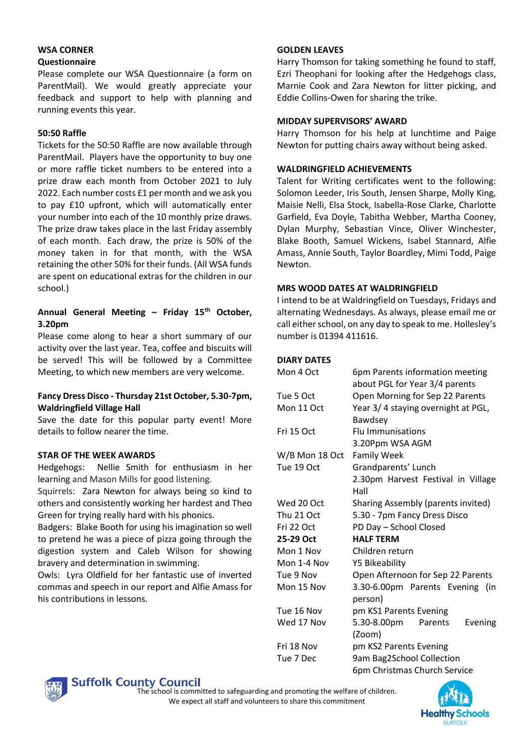## WSA CORNER

### Questionnaire

Please complete our WSA Questionnaire (a form on ParentMail). We would greatly appreciate your feedback and support to help with planning and running events this year.

### 50:50 Raffle

Tickets for the 50:50 Raffle are now available through ParentMail. Players have the opportunity to buy one or more raffle ticket numbers to be entered into a prize draw each month from October 2021 to July 2022. Each number costs £1 per month and we ask you to pay £10 upfront, which will automatically enter your number into each of the 10 monthly prize draws. The prize draw takes place in the last Friday assembly of each month. Each draw, the prize is 50% of the money taken in for that month, with the WSA retaining the other 50% for their funds. (All WSA funds are spent on educational extras for the children in our school.)

### Annual General Meeting – Friday 15th October, 3.20pm

Please come along to hear a short summary of our activity over the last year. Tea, coffee and biscuits will be served! This will be followed by a Committee Meeting, to which new members are very welcome.

### Fancy Dress Disco - Thursday 21st October, 5.30-7pm, Waldringfield Village Hall

Save the date for this popular party event! More details to follow nearer the time.

## STAR OF THE WEEK AWARDS

Hedgehogs: Nellie Smith for enthusiasm in her learning and Mason Mills for good listening.

Squirrels: Zara Newton for always being so kind to others and consistently working her hardest and Theo Green for trying really hard with his phonics.

Badgers: Blake Booth for using his imagination so well to pretend he was a piece of pizza going through the digestion system and Caleb Wilson for showing bravery and determination in swimming.

Owls: Lyra Oldfield for her fantastic use of inverted commas and speech in our report and Alfie Amass for his contributions in lessons.

## GOLDEN LEAVES

Harry Thomson for taking something he found to staff, Ezri Thephani for looking after the Hedgehogs class, Marnie Cook and Zara Newton for litter picking, and Eddie Collins-Owen for sharing the trike.

## MIDDAY SUPERVISORS' AWARD

Harry Thomson for his help at lunchtime and Paige Newton for putting chairs away without being asked.

## WALDRINGFIELD ACHIEVEMENTS

Talent for Writing certificates went to the following: Solomon Leeder, Iris South, Jensen Sharpe, Molly King, Maisie Nelli, Elsa Stock, Isabella-Rose Clarke, Charlotte Garfield, Eva Doyle, Tabitha Webber, Martha Cooney, Dylan Murphy, Sebastian Vince, Oliver Winchester, Blake Booth, Samuel Wickens, Isabel Stannard, Alfie Amass, Annie South, Taylor Boardley, Mimi Todd, Paige Newton.

## MRS WOOD DATES AT WALDRINGFIELD

I intend to be at Waldringfield on Tuesdays, Fridays and alternating Wednesdays. As always, please email me or call either school, on any day to speak to me. Hollesley's number is 01394 411616.

## DIARY DATES

| | |
|---|---|
| Mon 4 Oct | 6pm Parents information meeting about PGL for Year 3/4 parents |
| Tue 5 Oct | Open Morning for Sep 22 Parents |
| Mon 11 Oct | Year 3/ 4 staying overnight at PGL, Bawdsey |
| Fri 15 Oct | Flu Immunisations<br>3.20Ppm WSA AGM |
| W/B Mon 18 Oct | Family Week |
| Tue 19 Oct | Grandparents' Lunch<br>2.30pm Harvest Festival in Village Hall |
| Wed 20 Oct | Sharing Assembly (parents invited) |
| Thu 21 Oct | 5.30 - 7pm Fancy Dress Disco |
| Fri 22 Oct | PD Day – School Closed |
| **25-29 Oct** | **HALF TERM** |
| Mon 1 Nov | Children return |
| Mon 1-4 Nov | Y5 Bikeability |
| Tue 9 Nov | Open Afternoon for Sep 22 Parents |
| Mon 15 Nov | 3.30-6.00pm Parents Evening (in person) |
| Tue 16 Nov | pm KS1 Parents Evening |
| Wed 17 Nov | 5.30-8.00pm Parents Evening (Zoom) |
| Fri 18 Nov | pm KS2 Parents Evening |
| Tue 7 Dec | 9am Bag2School Collection<br>6pm Christmas Church Service |

Suffolk County Council

The school is committed to safeguarding and promoting the welfare of children. We expect all staff and volunteers to share this commitment

Healthy Schools SUFFOLK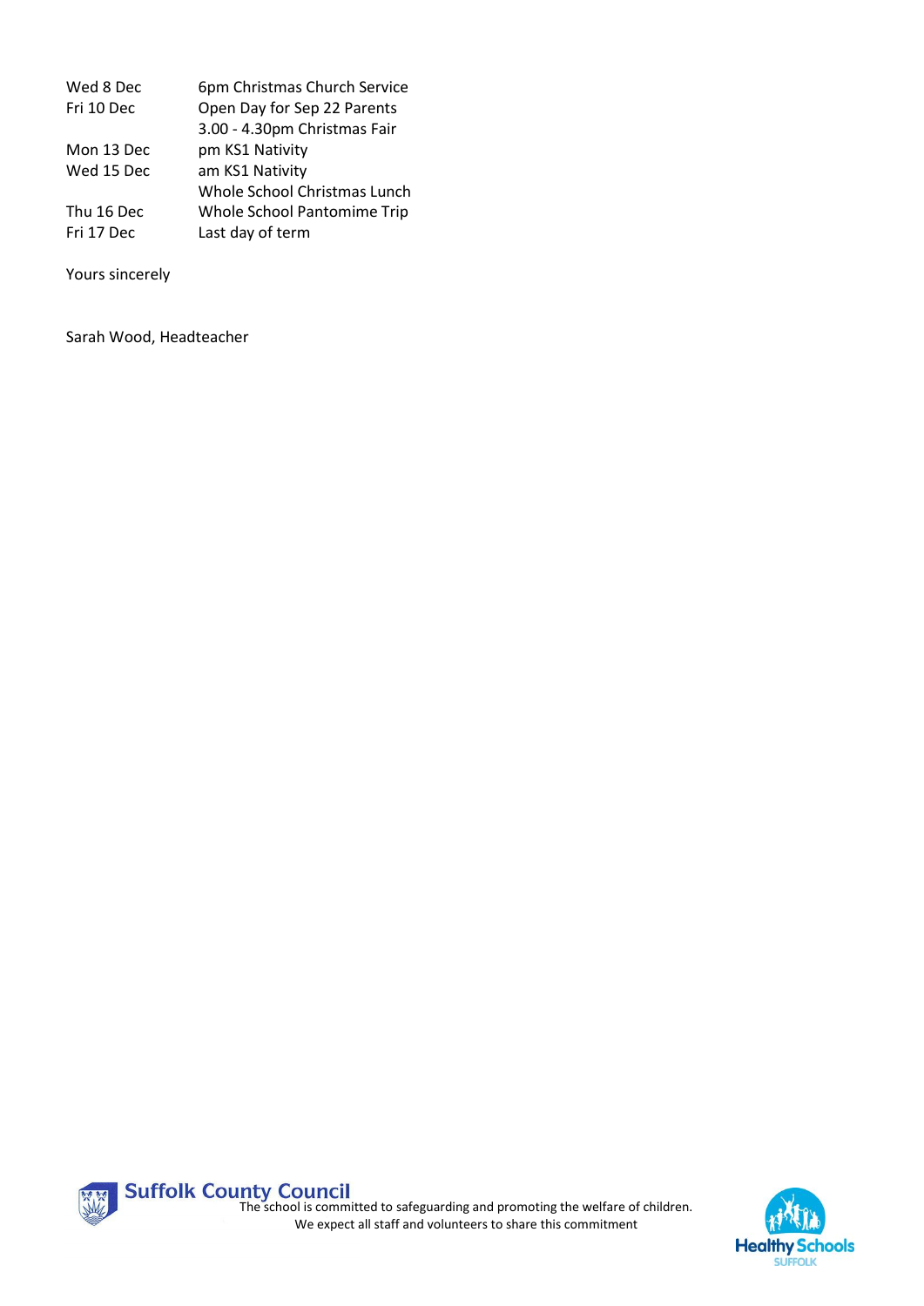| | |
|---|---|
| Wed 8 Dec | 6pm Christmas Church Service |
| Fri 10 Dec | Open Day for Sep 22 Parents |
| | 3.00 - 4.30pm Christmas Fair |
| Mon 13 Dec | pm KS1 Nativity |
| Wed 15 Dec | am KS1 Nativity |
| | Whole School Christmas Lunch |
| Thu 16 Dec | Whole School Pantomime Trip |
| Fri 17 Dec | Last day of term |

Yours sincerely

Sarah Wood, Headteacher

Suffolk County Council

The school is committed to safeguarding and promoting the welfare of children.
We expect all staff and volunteers to share this commitment

Healthy Schools SUFFOLK